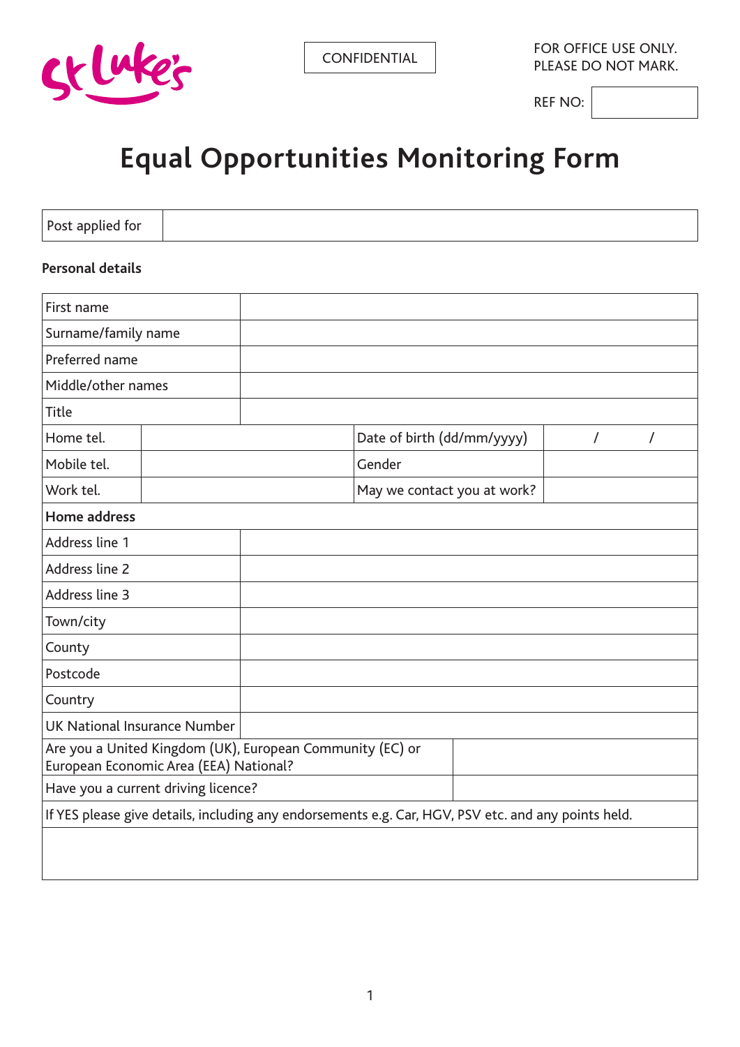St Luke's

CONFIDENTIAL

FOR OFFICE USE ONLY.
PLEASE DO NOT MARK.

REF NO:

# Equal Opportunities Monitoring Form

| Post applied for | |
|---|---|

**Personal details**

| | | | |
|---|---|---|---|
| First name | | | |
| Surname/family name | | | |
| Preferred name | | | |
| Middle/other names | | | |
| Title | | | |
| Home tel. | | Date of birth (dd/mm/yyyy) | / / |
| Mobile tel. | | Gender | |
| Work tel. | | May we contact you at work? | |
| **Home address** | | | |
| Address line 1 | | | |
| Address line 2 | | | |
| Address line 3 | | | |
| Town/city | | | |
| County | | | |
| Postcode | | | |
| Country | | | |
| UK National Insurance Number | | | |
| Are you a United Kingdom (UK), European Community (EC) or European Economic Area (EEA) National? | | | |
| Have you a current driving licence? | | | |
| If YES please give details, including any endorsements e.g. Car, HGV, PSV etc. and any points held. | | | |
| | | | |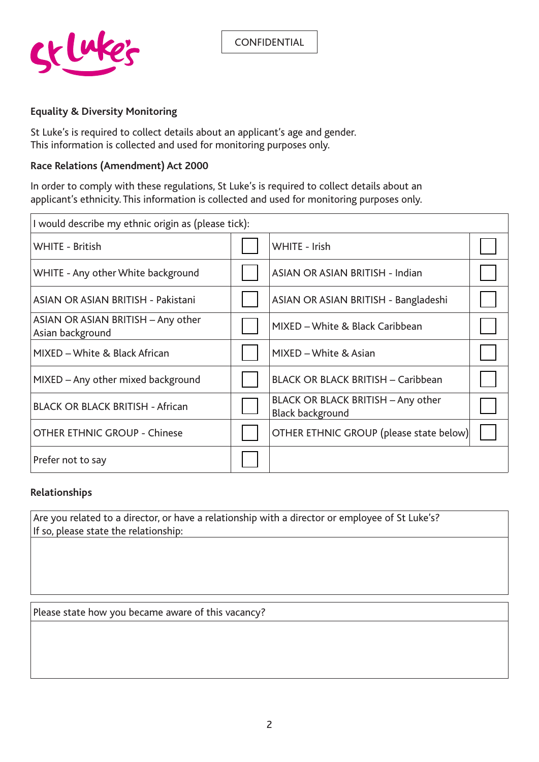CONFIDENTIAL

**Equality & Diversity Monitoring**

St Luke's is required to collect details about an applicant's age and gender.
This information is collected and used for monitoring purposes only.

**Race Relations (Amendment) Act 2000**

In order to comply with these regulations, St Luke's is required to collect details about an applicant's ethnicity. This information is collected and used for monitoring purposes only.

| I would describe my ethnic origin as (please tick): | | | |
|---|---|---|---|
| WHITE - British | ☐ | WHITE - Irish | ☐ |
| WHITE - Any other White background | ☐ | ASIAN OR ASIAN BRITISH - Indian | ☐ |
| ASIAN OR ASIAN BRITISH - Pakistani | ☐ | ASIAN OR ASIAN BRITISH - Bangladeshi | ☐ |
| ASIAN OR ASIAN BRITISH – Any other Asian background | ☐ | MIXED – White & Black Caribbean | ☐ |
| MIXED – White & Black African | ☐ | MIXED – White & Asian | ☐ |
| MIXED – Any other mixed background | ☐ | BLACK OR BLACK BRITISH – Caribbean | ☐ |
| BLACK OR BLACK BRITISH - African | ☐ | BLACK OR BLACK BRITISH – Any other Black background | ☐ |
| OTHER ETHNIC GROUP - Chinese | ☐ | OTHER ETHNIC GROUP (please state below) | ☐ |
| Prefer not to say | ☐ | | |

**Relationships**

| Are you related to a director, or have a relationship with a director or employee of St Luke's? If so, please state the relationship: |
|---|
| |

| Please state how you became aware of this vacancy? |
|---|
| |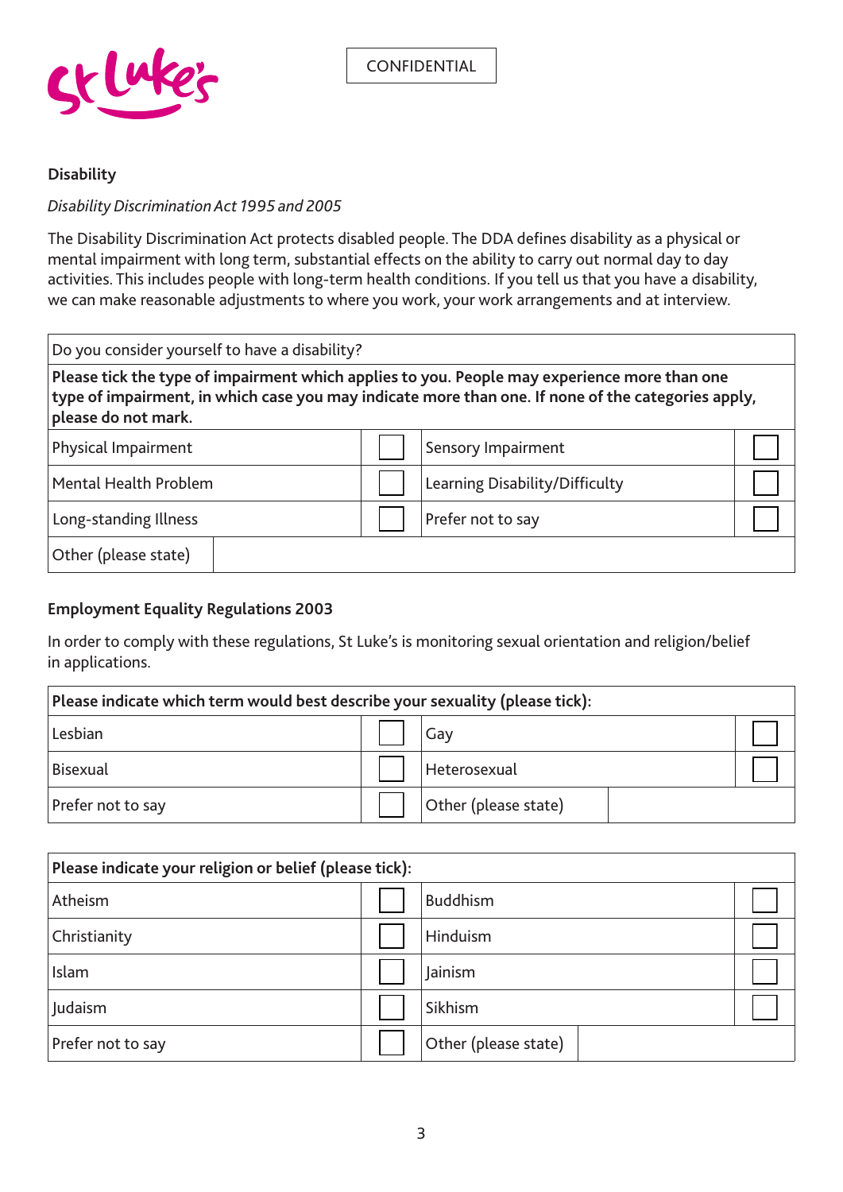CONFIDENTIAL

**Disability**

*Disability Discrimination Act 1995 and 2005*

The Disability Discrimination Act protects disabled people. The DDA defines disability as a physical or mental impairment with long term, substantial effects on the ability to carry out normal day to day activities. This includes people with long-term health conditions. If you tell us that you have a disability, we can make reasonable adjustments to where you work, your work arrangements and at interview.

| Do you consider yourself to have a disability? | | | |
|---|---|---|---|
| **Please tick the type of impairment which applies to you. People may experience more than one type of impairment, in which case you may indicate more than one. If none of the categories apply, please do not mark.** | | | |
| Physical Impairment | ☐ | Sensory Impairment | ☐ |
| Mental Health Problem | ☐ | Learning Disability/Difficulty | ☐ |
| Long-standing Illness | ☐ | Prefer not to say | ☐ |
| Other (please state) | | | |

**Employment Equality Regulations 2003**

In order to comply with these regulations, St Luke's is monitoring sexual orientation and religion/belief in applications.

| **Please indicate which term would best describe your sexuality (please tick):** | | | |
|---|---|---|---|
| Lesbian | ☐ | Gay | ☐ |
| Bisexual | ☐ | Heterosexual | ☐ |
| Prefer not to say | ☐ | Other (please state) | |

| **Please indicate your religion or belief (please tick):** | | | |
|---|---|---|---|
| Atheism | ☐ | Buddhism | ☐ |
| Christianity | ☐ | Hinduism | ☐ |
| Islam | ☐ | Jainism | ☐ |
| Judaism | ☐ | Sikhism | ☐ |
| Prefer not to say | ☐ | Other (please state) | |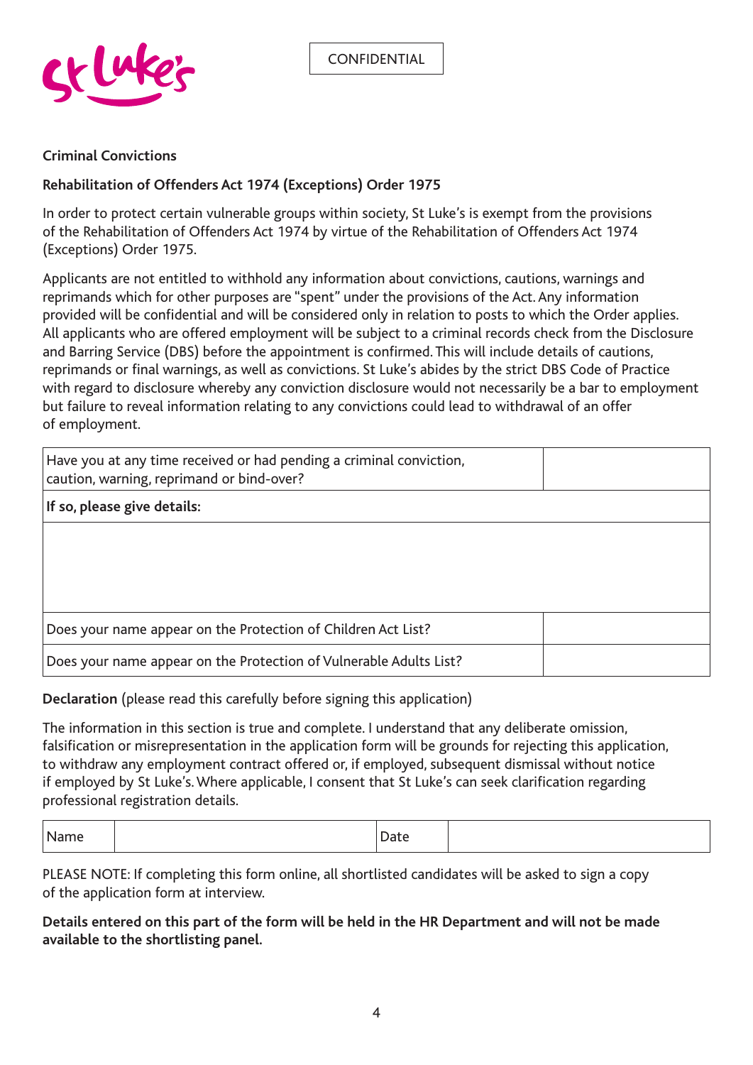CONFIDENTIAL

**Criminal Convictions**

**Rehabilitation of Offenders Act 1974 (Exceptions) Order 1975**

In order to protect certain vulnerable groups within society, St Luke's is exempt from the provisions of the Rehabilitation of Offenders Act 1974 by virtue of the Rehabilitation of Offenders Act 1974 (Exceptions) Order 1975.

Applicants are not entitled to withhold any information about convictions, cautions, warnings and reprimands which for other purposes are "spent" under the provisions of the Act. Any information provided will be confidential and will be considered only in relation to posts to which the Order applies. All applicants who are offered employment will be subject to a criminal records check from the Disclosure and Barring Service (DBS) before the appointment is confirmed. This will include details of cautions, reprimands or final warnings, as well as convictions. St Luke's abides by the strict DBS Code of Practice with regard to disclosure whereby any conviction disclosure would not necessarily be a bar to employment but failure to reveal information relating to any convictions could lead to withdrawal of an offer of employment.

| Have you at any time received or had pending a criminal conviction, caution, warning, reprimand or bind-over? | |
|---|---|
| **If so, please give details:** | |
| | |
| Does your name appear on the Protection of Children Act List? | |
| Does your name appear on the Protection of Vulnerable Adults List? | |

**Declaration** (please read this carefully before signing this application)

The information in this section is true and complete. I understand that any deliberate omission, falsification or misrepresentation in the application form will be grounds for rejecting this application, to withdraw any employment contract offered or, if employed, subsequent dismissal without notice if employed by St Luke's. Where applicable, I consent that St Luke's can seek clarification regarding professional registration details.

| Name | | Date | |
|---|---|---|---|

PLEASE NOTE: If completing this form online, all shortlisted candidates will be asked to sign a copy of the application form at interview.

**Details entered on this part of the form will be held in the HR Department and will not be made available to the shortlisting panel.**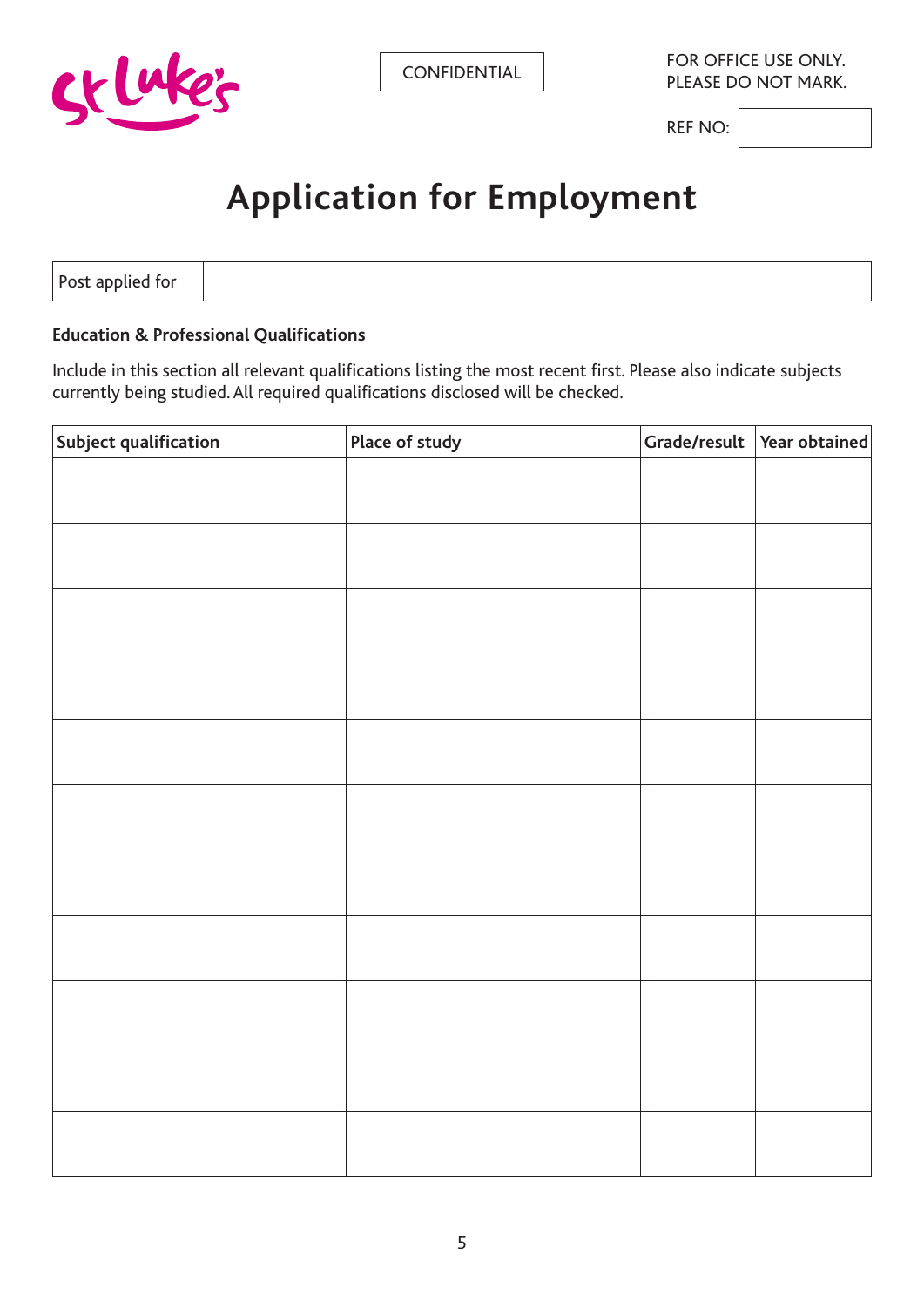CONFIDENTIAL

FOR OFFICE USE ONLY.
PLEASE DO NOT MARK.

REF NO:

# Application for Employment

| Post applied for | |
|---|---|

**Education & Professional Qualifications**

Include in this section all relevant qualifications listing the most recent first. Please also indicate subjects currently being studied. All required qualifications disclosed will be checked.

| Subject qualification | Place of study | Grade/result | Year obtained |
|---|---|---|---|
| | | | |
| | | | |
| | | | |
| | | | |
| | | | |
| | | | |
| | | | |
| | | | |
| | | | |
| | | | |
| | | | |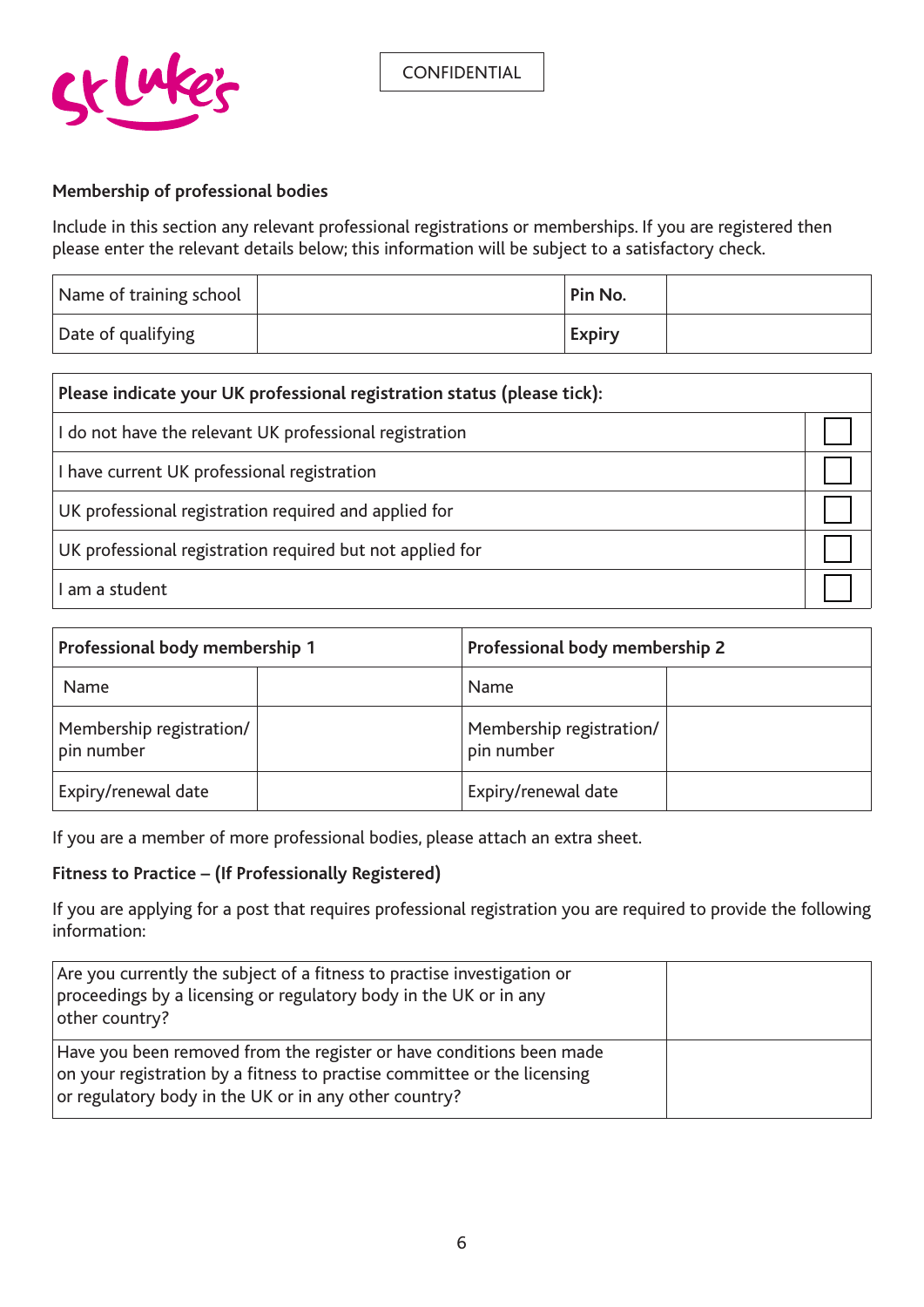CONFIDENTIAL

## Membership of professional bodies

Include in this section any relevant professional registrations or memberships. If you are registered then please enter the relevant details below; this information will be subject to a satisfactory check.

| Name of training school | | **Pin No.** | |
|---|---|---|---|
| Date of qualifying | | **Expiry** | |

| **Please indicate your UK professional registration status (please tick):** | |
|---|---|
| I do not have the relevant UK professional registration | ☐ |
| I have current UK professional registration | ☐ |
| UK professional registration required and applied for | ☐ |
| UK professional registration required but not applied for | ☐ |
| I am a student | ☐ |

| **Professional body membership 1** | | **Professional body membership 2** | |
|---|---|---|---|
| Name | | Name | |
| Membership registration/ pin number | | Membership registration/ pin number | |
| Expiry/renewal date | | Expiry/renewal date | |

If you are a member of more professional bodies, please attach an extra sheet.

**Fitness to Practice – (If Professionally Registered)**

If you are applying for a post that requires professional registration you are required to provide the following information:

| Question | Answer |
|---|---|
| Are you currently the subject of a fitness to practise investigation or proceedings by a licensing or regulatory body in the UK or in any other country? | |
| Have you been removed from the register or have conditions been made on your registration by a fitness to practise committee or the licensing or regulatory body in the UK or in any other country? | |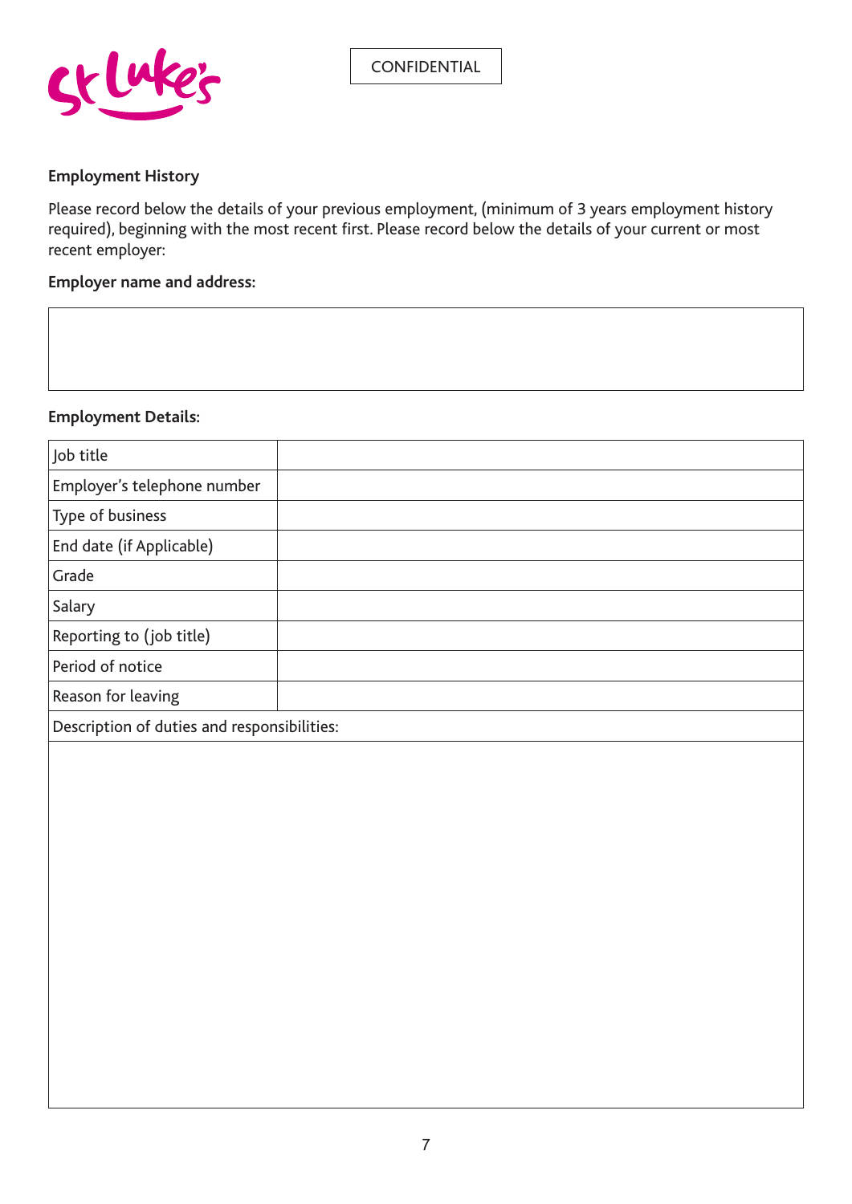CONFIDENTIAL

**Employment History**

Please record below the details of your previous employment, (minimum of 3 years employment history required), beginning with the most recent first. Please record below the details of your current or most recent employer:

**Employer name and address:**

| |
|---|
| |

**Employment Details:**

| | |
|---|---|
| Job title | |
| Employer's telephone number | |
| Type of business | |
| End date (if Applicable) | |
| Grade | |
| Salary | |
| Reporting to (job title) | |
| Period of notice | |
| Reason for leaving | |
| Description of duties and responsibilities: | |
| | |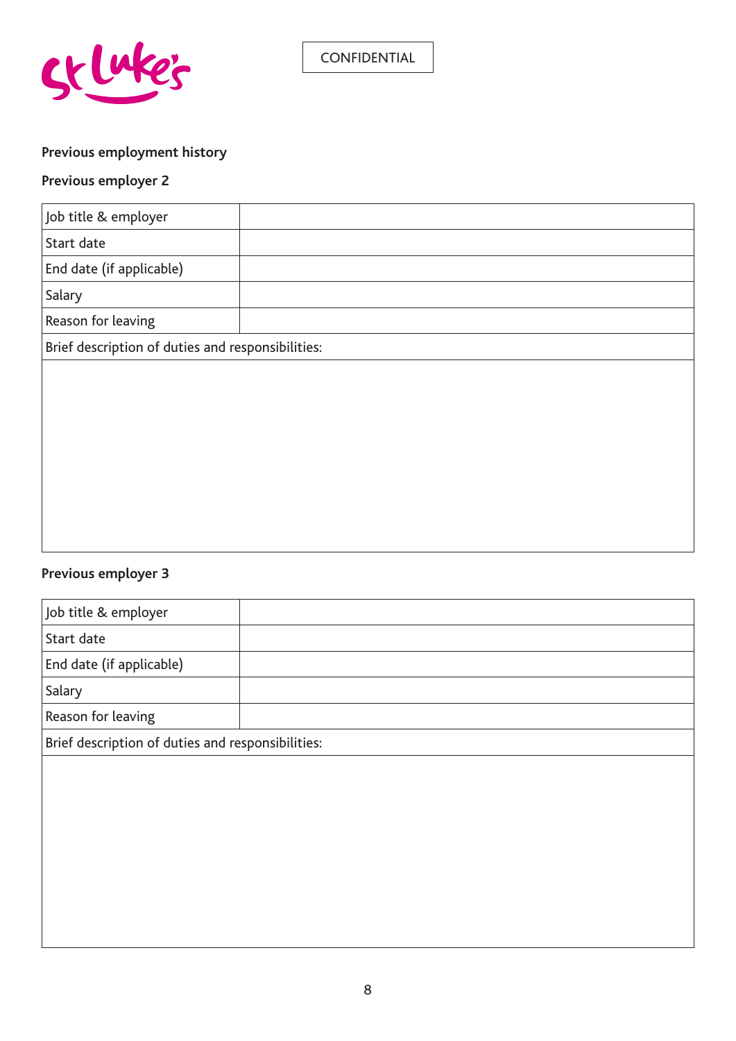CONFIDENTIAL

**Previous employment history**

**Previous employer 2**

| Job title & employer | |
|---|---|
| Start date | |
| End date (if applicable) | |
| Salary | |
| Reason for leaving | |
| Brief description of duties and responsibilities: | |
| | |

**Previous employer 3**

| Job title & employer | |
|---|---|
| Start date | |
| End date (if applicable) | |
| Salary | |
| Reason for leaving | |
| Brief description of duties and responsibilities: | |
| | |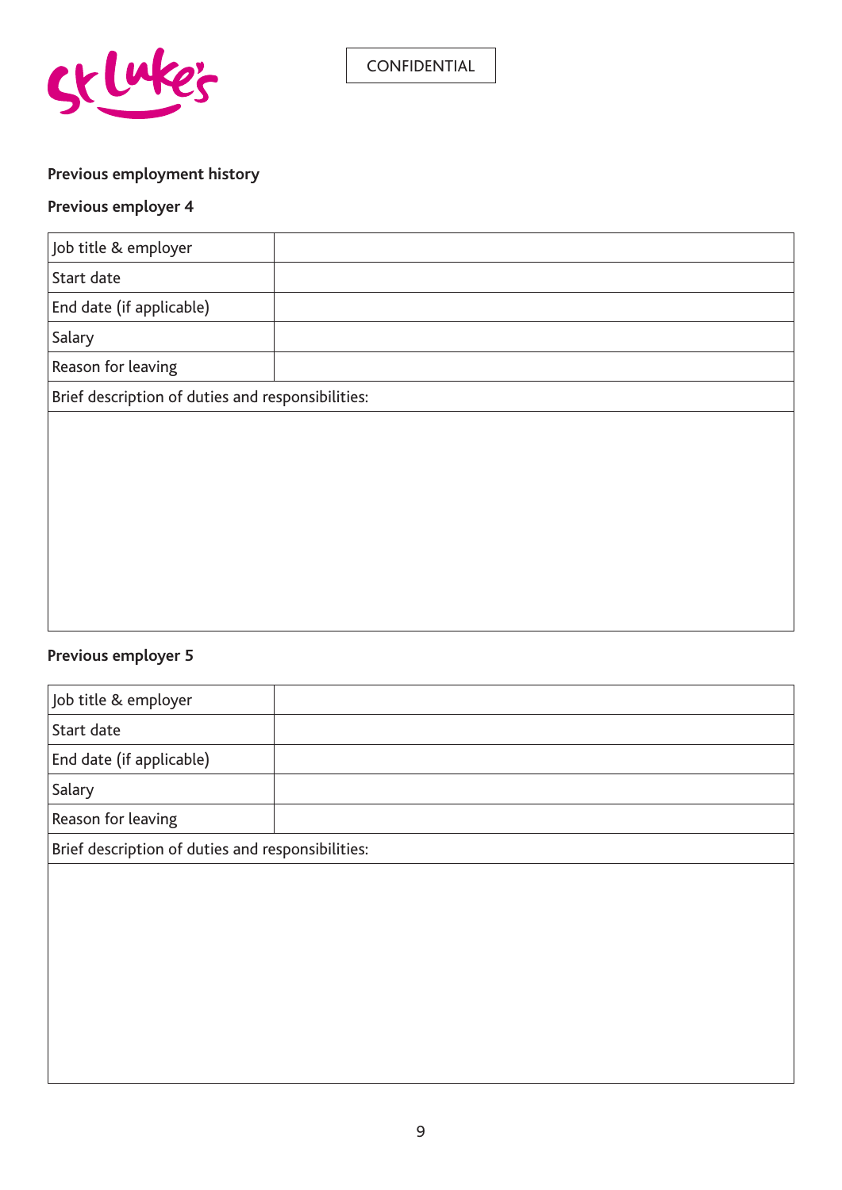CONFIDENTIAL

**Previous employment history**

**Previous employer 4**

| Job title & employer | |
|---|---|
| Start date | |
| End date (if applicable) | |
| Salary | |
| Reason for leaving | |
| Brief description of duties and responsibilities: | |
| | |

**Previous employer 5**

| Job title & employer | |
|---|---|
| Start date | |
| End date (if applicable) | |
| Salary | |
| Reason for leaving | |
| Brief description of duties and responsibilities: | |
| | |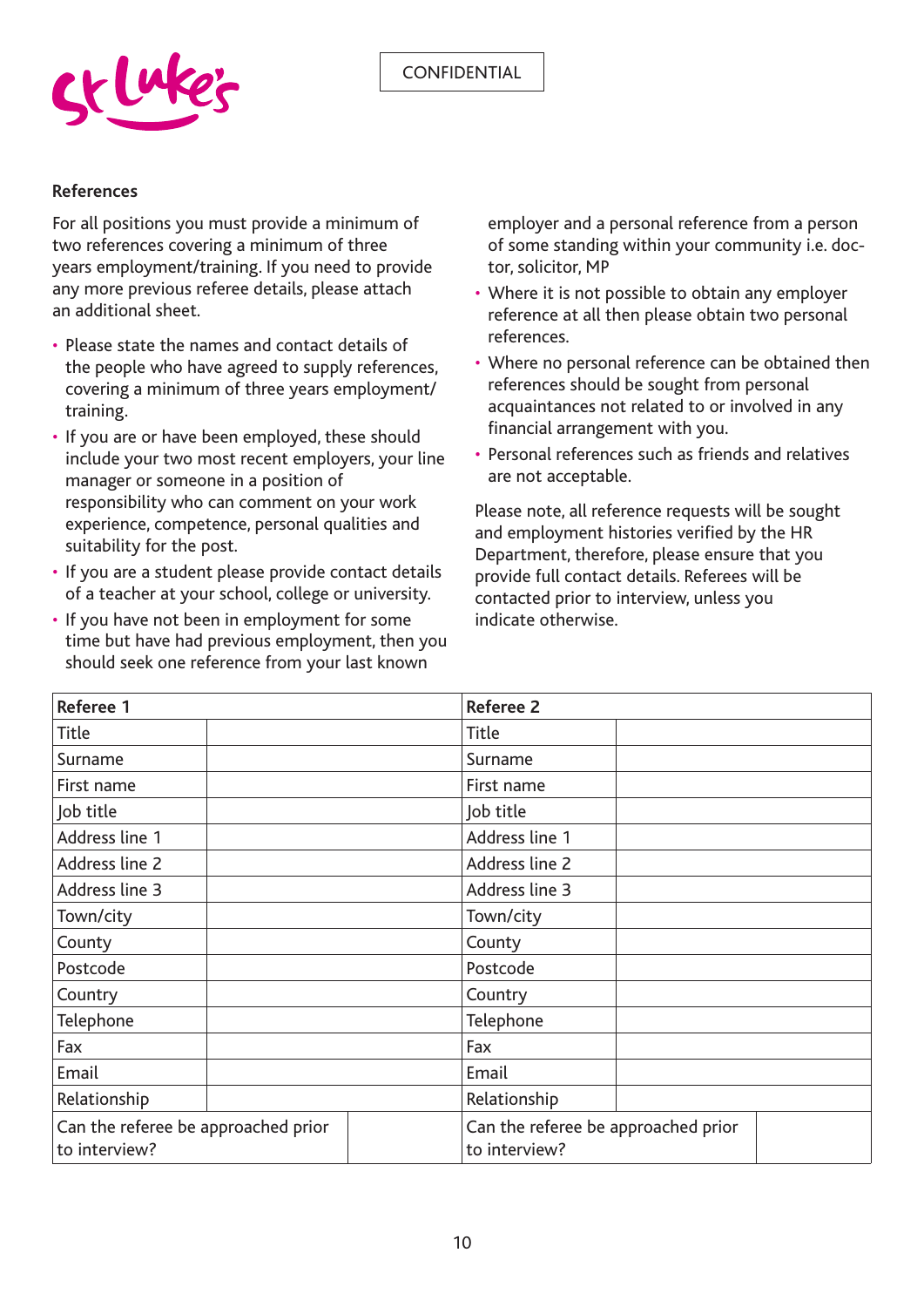CONFIDENTIAL

## References

For all positions you must provide a minimum of two references covering a minimum of three years employment/training. If you need to provide any more previous referee details, please attach an additional sheet.

- Please state the names and contact details of the people who have agreed to supply references, covering a minimum of three years employment/ training.
- If you are or have been employed, these should include your two most recent employers, your line manager or someone in a position of responsibility who can comment on your work experience, competence, personal qualities and suitability for the post.
- If you are a student please provide contact details of a teacher at your school, college or university.
- If you have not been in employment for some time but have had previous employment, then you should seek one reference from your last known employer and a personal reference from a person of some standing within your community i.e. doctor, solicitor, MP
- Where it is not possible to obtain any employer reference at all then please obtain two personal references.
- Where no personal reference can be obtained then references should be sought from personal acquaintances not related to or involved in any financial arrangement with you.
- Personal references such as friends and relatives are not acceptable.

Please note, all reference requests will be sought and employment histories verified by the HR Department, therefore, please ensure that you provide full contact details. Referees will be contacted prior to interview, unless you indicate otherwise.

| **Referee 1** | | **Referee 2** | |
|---|---|---|---|
| Title | | Title | |
| Surname | | Surname | |
| First name | | First name | |
| Job title | | Job title | |
| Address line 1 | | Address line 1 | |
| Address line 2 | | Address line 2 | |
| Address line 3 | | Address line 3 | |
| Town/city | | Town/city | |
| County | | County | |
| Postcode | | Postcode | |
| Country | | Country | |
| Telephone | | Telephone | |
| Fax | | Fax | |
| Email | | Email | |
| Relationship | | Relationship | |
| Can the referee be approached prior to interview? | | Can the referee be approached prior to interview? | |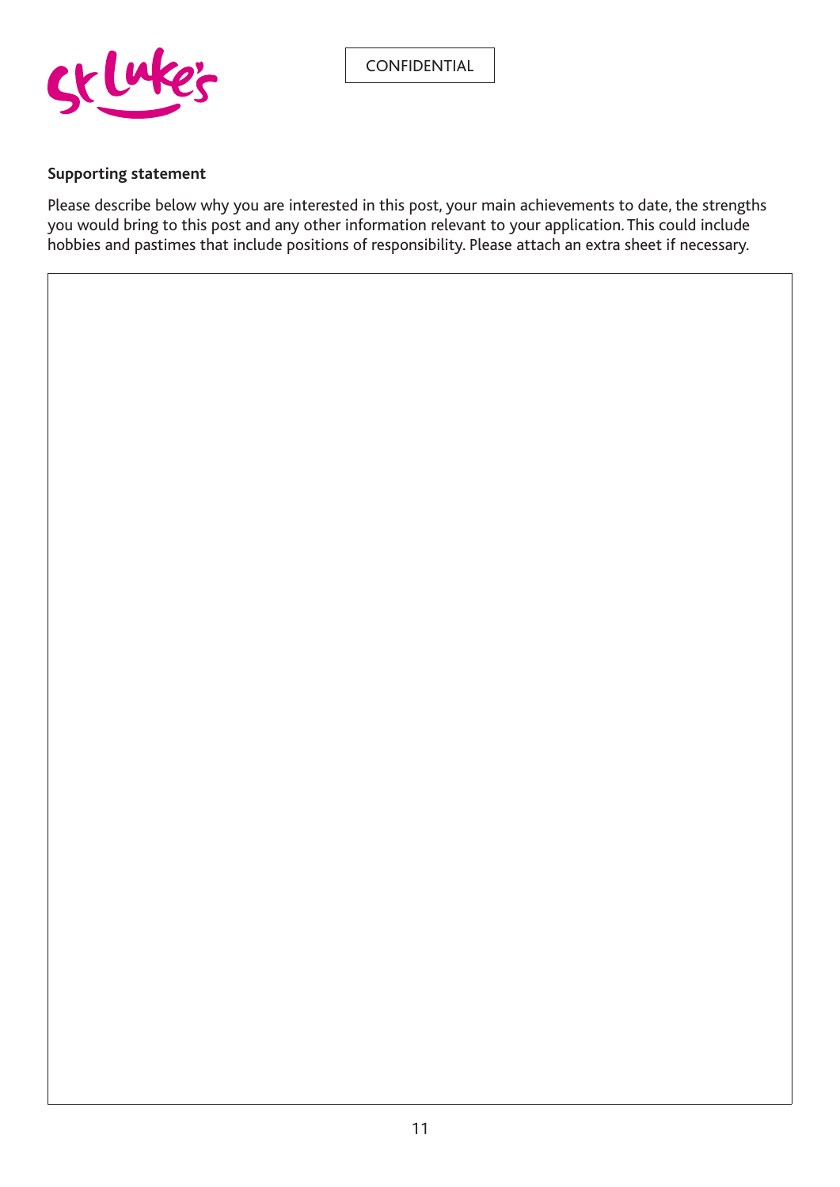CONFIDENTIAL

**Supporting statement**

Please describe below why you are interested in this post, your main achievements to date, the strengths you would bring to this post and any other information relevant to your application. This could include hobbies and pastimes that include positions of responsibility. Please attach an extra sheet if necessary.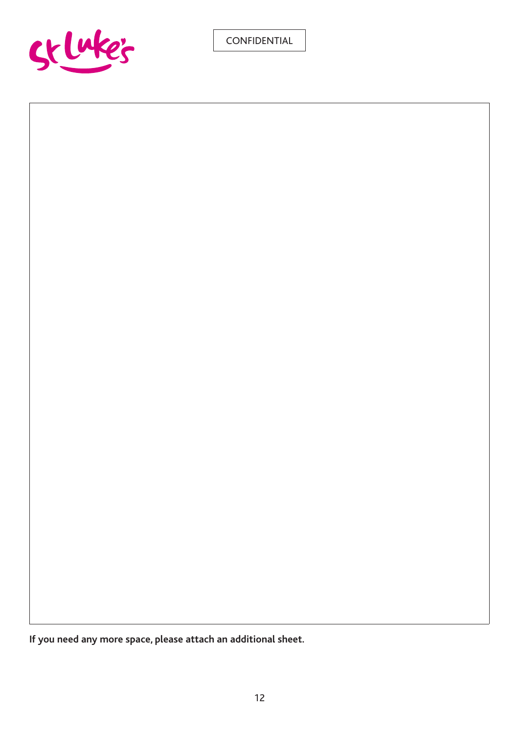CONFIDENTIAL

**If you need any more space, please attach an additional sheet.**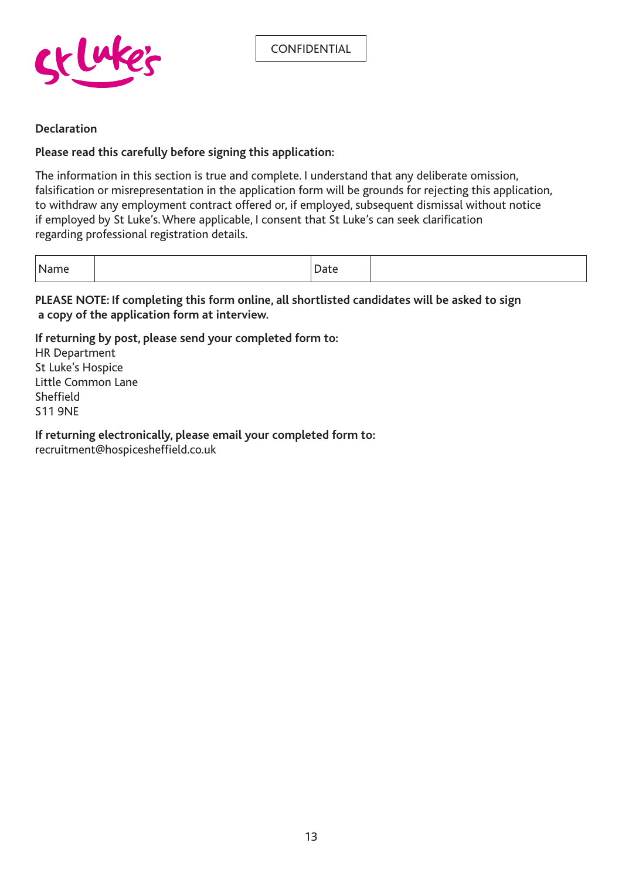CONFIDENTIAL

**Declaration**

**Please read this carefully before signing this application:**

The information in this section is true and complete. I understand that any deliberate omission, falsification or misrepresentation in the application form will be grounds for rejecting this application, to withdraw any employment contract offered or, if employed, subsequent dismissal without notice if employed by St Luke's. Where applicable, I consent that St Luke's can seek clarification regarding professional registration details.

| | | | |
|---|---|---|---|
| Name | | Date | |

**PLEASE NOTE: If completing this form online, all shortlisted candidates will be asked to sign a copy of the application form at interview.**

**If returning by post, please send your completed form to:**
HR Department
St Luke's Hospice
Little Common Lane
Sheffield
S11 9NE

**If returning electronically, please email your completed form to:**
recruitment@hospicesheffield.co.uk